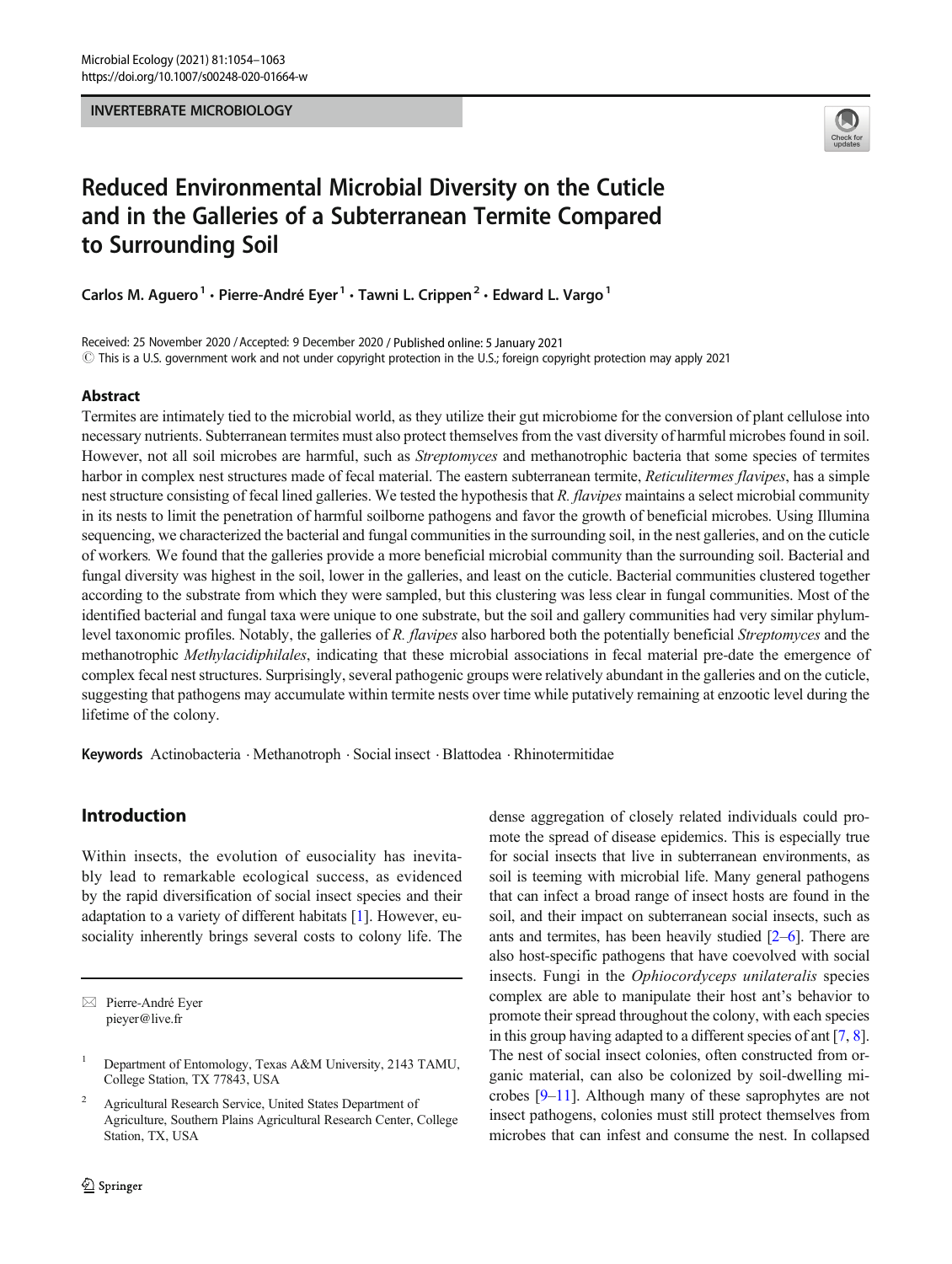INVERTEBRATE MICROBIOLOGY

# Reduced Environmental Microbial Diversity on the Cuticle and in the Galleries of a Subterranean Termite Compared to Surrounding Soil

Carlos M. Aguero[1] · Pierre-André Eyer[1] · Tawni L. Crippen[2] · Edward L. Vargo[1]

Received: 25 November 2020 / Accepted: 9 December 2020 / Published online: 5 January 2021
© This is a U.S. government work and not under copyright protection in the U.S.; foreign copyright protection may apply 2021

## Abstract

Termites are intimately tied to the microbial world, as they utilize their gut microbiome for the conversion of plant cellulose into necessary nutrients. Subterranean termites must also protect themselves from the vast diversity of harmful microbes found in soil. However, not all soil microbes are harmful, such as *Streptomyces* and methanotrophic bacteria that some species of termites harbor in complex nest structures made of fecal material. The eastern subterranean termite, *Reticulitermes flavipes*, has a simple nest structure consisting of fecal lined galleries. We tested the hypothesis that *R. flavipes* maintains a select microbial community in its nests to limit the penetration of harmful soilborne pathogens and favor the growth of beneficial microbes. Using Illumina sequencing, we characterized the bacterial and fungal communities in the surrounding soil, in the nest galleries, and on the cuticle of workers. We found that the galleries provide a more beneficial microbial community than the surrounding soil. Bacterial and fungal diversity was highest in the soil, lower in the galleries, and least on the cuticle. Bacterial communities clustered together according to the substrate from which they were sampled, but this clustering was less clear in fungal communities. Most of the identified bacterial and fungal taxa were unique to one substrate, but the soil and gallery communities had very similar phylum-level taxonomic profiles. Notably, the galleries of *R. flavipes* also harbored both the potentially beneficial *Streptomyces* and the methanotrophic *Methylacidiphilales*, indicating that these microbial associations in fecal material pre-date the emergence of complex fecal nest structures. Surprisingly, several pathogenic groups were relatively abundant in the galleries and on the cuticle, suggesting that pathogens may accumulate within termite nests over time while putatively remaining at enzootic level during the lifetime of the colony.

**Keywords** Actinobacteria · Methanotroph · Social insect · Blattodea · Rhinotermitidae

## Introduction

Within insects, the evolution of eusociality has inevitably lead to remarkable ecological success, as evidenced by the rapid diversification of social insect species and their adaptation to a variety of different habitats [1]. However, eusociality inherently brings several costs to colony life. The dense aggregation of closely related individuals could promote the spread of disease epidemics. This is especially true for social insects that live in subterranean environments, as soil is teeming with microbial life. Many general pathogens that can infect a broad range of insect hosts are found in the soil, and their impact on subterranean social insects, such as ants and termites, has been heavily studied [2–6]. There are also host-specific pathogens that have coevolved with social insects. Fungi in the *Ophiocordyceps unilateralis* species complex are able to manipulate their host ant's behavior to promote their spread throughout the colony, with each species in this group having adapted to a different species of ant [7, 8]. The nest of social insect colonies, often constructed from organic material, can also be colonized by soil-dwelling microbes [9–11]. Although many of these saprophytes are not insect pathogens, colonies must still protect themselves from microbes that can infest and consume the nest. In collapsed

✉ Pierre-André Eyer
pieyer@live.fr

[1] Department of Entomology, Texas A&M University, 2143 TAMU, College Station, TX 77843, USA

[2] Agricultural Research Service, United States Department of Agriculture, Southern Plains Agricultural Research Center, College Station, TX, USA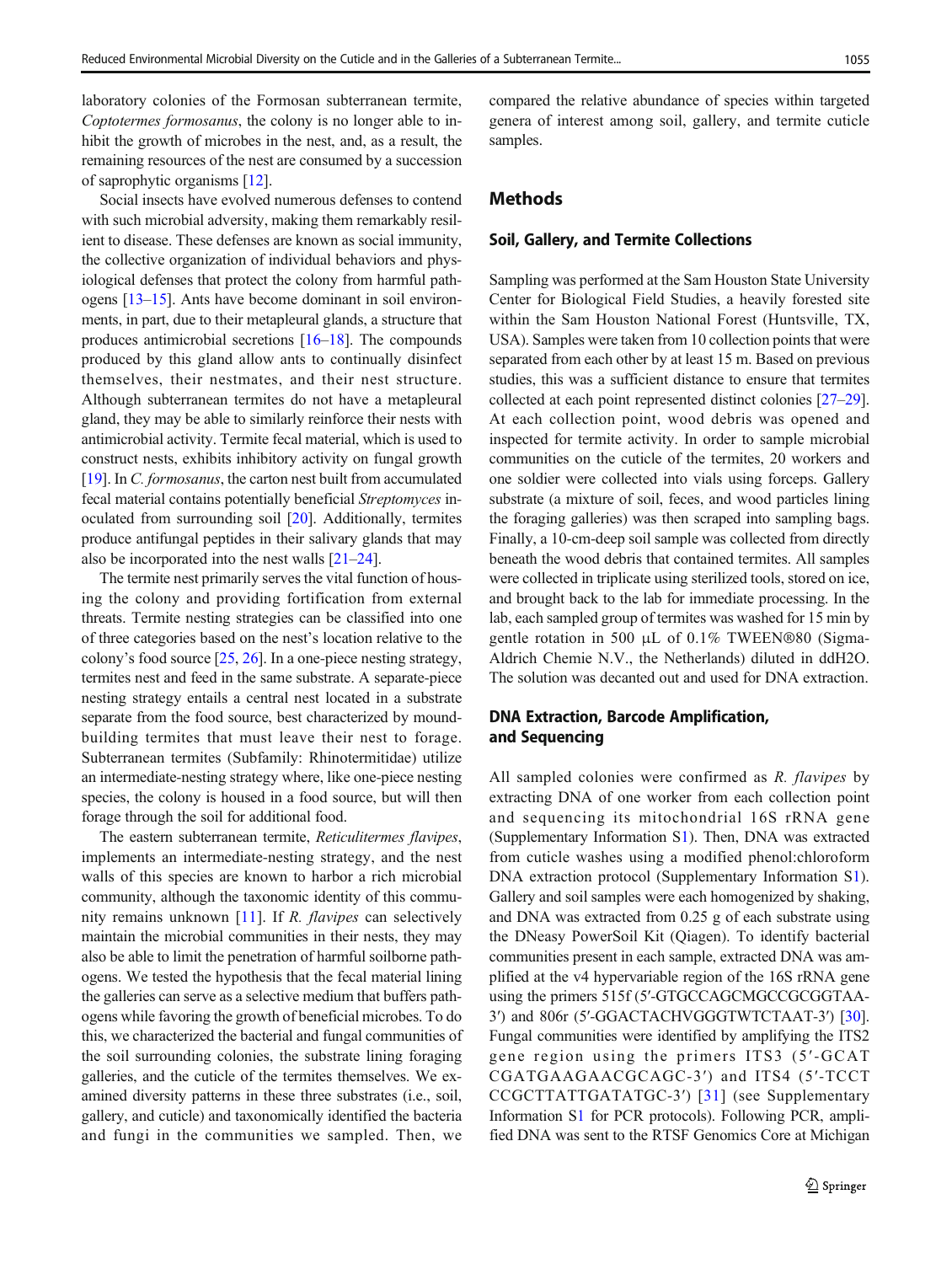laboratory colonies of the Formosan subterranean termite, *Coptotermes formosanus*, the colony is no longer able to inhibit the growth of microbes in the nest, and, as a result, the remaining resources of the nest are consumed by a succession of saprophytic organisms [12].

Social insects have evolved numerous defenses to contend with such microbial adversity, making them remarkably resilient to disease. These defenses are known as social immunity, the collective organization of individual behaviors and physiological defenses that protect the colony from harmful pathogens [13–15]. Ants have become dominant in soil environments, in part, due to their metapleural glands, a structure that produces antimicrobial secretions [16–18]. The compounds produced by this gland allow ants to continually disinfect themselves, their nestmates, and their nest structure. Although subterranean termites do not have a metapleural gland, they may be able to similarly reinforce their nests with antimicrobial activity. Termite fecal material, which is used to construct nests, exhibits inhibitory activity on fungal growth [19]. In *C. formosanus*, the carton nest built from accumulated fecal material contains potentially beneficial *Streptomyces* inoculated from surrounding soil [20]. Additionally, termites produce antifungal peptides in their salivary glands that may also be incorporated into the nest walls [21–24].

The termite nest primarily serves the vital function of housing the colony and providing fortification from external threats. Termite nesting strategies can be classified into one of three categories based on the nest's location relative to the colony's food source [25, 26]. In a one-piece nesting strategy, termites nest and feed in the same substrate. A separate-piece nesting strategy entails a central nest located in a substrate separate from the food source, best characterized by mound-building termites that must leave their nest to forage. Subterranean termites (Subfamily: Rhinotermitidae) utilize an intermediate-nesting strategy where, like one-piece nesting species, the colony is housed in a food source, but will then forage through the soil for additional food.

The eastern subterranean termite, *Reticulitermes flavipes*, implements an intermediate-nesting strategy, and the nest walls of this species are known to harbor a rich microbial community, although the taxonomic identity of this community remains unknown [11]. If *R. flavipes* can selectively maintain the microbial communities in their nests, they may also be able to limit the penetration of harmful soilborne pathogens. We tested the hypothesis that the fecal material lining the galleries can serve as a selective medium that buffers pathogens while favoring the growth of beneficial microbes. To do this, we characterized the bacterial and fungal communities of the soil surrounding colonies, the substrate lining foraging galleries, and the cuticle of the termites themselves. We examined diversity patterns in these three substrates (i.e., soil, gallery, and cuticle) and taxonomically identified the bacteria and fungi in the communities we sampled. Then, we compared the relative abundance of species within targeted genera of interest among soil, gallery, and termite cuticle samples.

## Methods

### Soil, Gallery, and Termite Collections

Sampling was performed at the Sam Houston State University Center for Biological Field Studies, a heavily forested site within the Sam Houston National Forest (Huntsville, TX, USA). Samples were taken from 10 collection points that were separated from each other by at least 15 m. Based on previous studies, this was a sufficient distance to ensure that termites collected at each point represented distinct colonies [27–29]. At each collection point, wood debris was opened and inspected for termite activity. In order to sample microbial communities on the cuticle of the termites, 20 workers and one soldier were collected into vials using forceps. Gallery substrate (a mixture of soil, feces, and wood particles lining the foraging galleries) was then scraped into sampling bags. Finally, a 10-cm-deep soil sample was collected from directly beneath the wood debris that contained termites. All samples were collected in triplicate using sterilized tools, stored on ice, and brought back to the lab for immediate processing. In the lab, each sampled group of termites was washed for 15 min by gentle rotation in 500 μL of 0.1% TWEEN®80 (Sigma-Aldrich Chemie N.V., the Netherlands) diluted in ddH2O. The solution was decanted out and used for DNA extraction.

### DNA Extraction, Barcode Amplification, and Sequencing

All sampled colonies were confirmed as *R. flavipes* by extracting DNA of one worker from each collection point and sequencing its mitochondrial 16S rRNA gene (Supplementary Information S1). Then, DNA was extracted from cuticle washes using a modified phenol:chloroform DNA extraction protocol (Supplementary Information S1). Gallery and soil samples were each homogenized by shaking, and DNA was extracted from 0.25 g of each substrate using the DNeasy PowerSoil Kit (Qiagen). To identify bacterial communities present in each sample, extracted DNA was amplified at the v4 hypervariable region of the 16S rRNA gene using the primers 515f (5′-GTGCCAGCMGCCGCGGTAA-3′) and 806r (5′-GGACTACHVGGGTWTCTAAT-3′) [30]. Fungal communities were identified by amplifying the ITS2 gene region using the primers ITS3 (5′-GCATCGATGAAGAACGCAGC-3′) and ITS4 (5′-TCCTCCGCTTATTGATATGC-3′) [31] (see Supplementary Information S1 for PCR protocols). Following PCR, amplified DNA was sent to the RTSF Genomics Core at Michigan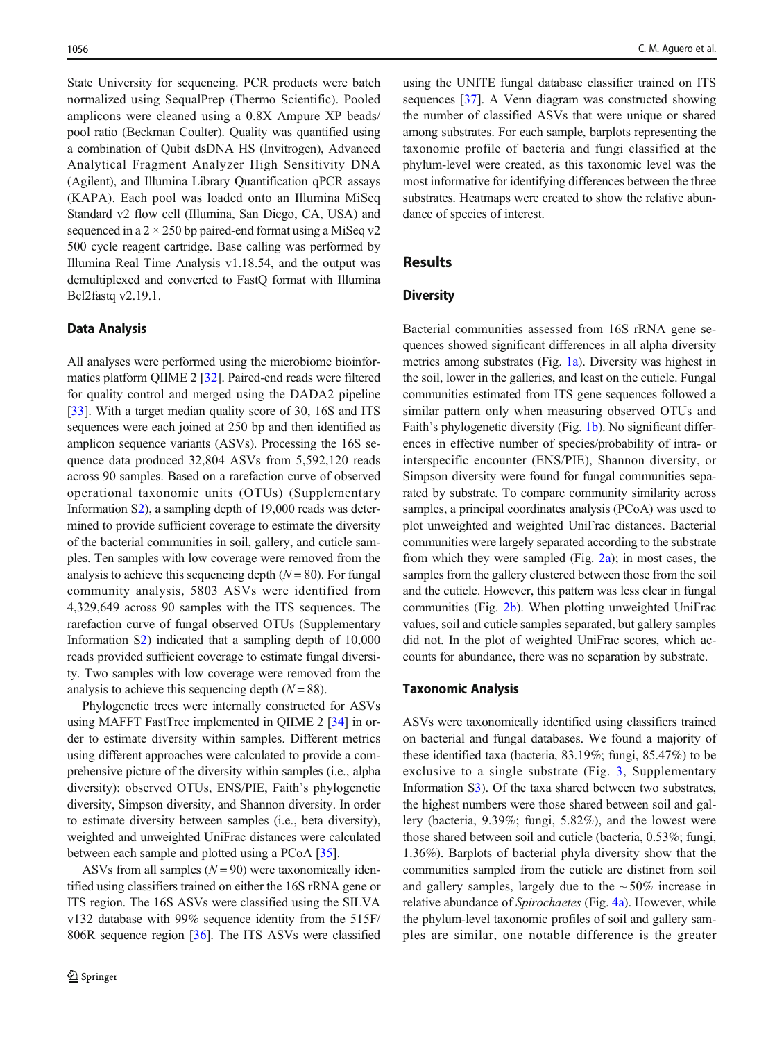State University for sequencing. PCR products were batch normalized using SequalPrep (Thermo Scientific). Pooled amplicons were cleaned using a 0.8X Ampure XP beads/pool ratio (Beckman Coulter). Quality was quantified using a combination of Qubit dsDNA HS (Invitrogen), Advanced Analytical Fragment Analyzer High Sensitivity DNA (Agilent), and Illumina Library Quantification qPCR assays (KAPA). Each pool was loaded onto an Illumina MiSeq Standard v2 flow cell (Illumina, San Diego, CA, USA) and sequenced in a 2 × 250 bp paired-end format using a MiSeq v2 500 cycle reagent cartridge. Base calling was performed by Illumina Real Time Analysis v1.18.54, and the output was demultiplexed and converted to FastQ format with Illumina Bcl2fastq v2.19.1.

### Data Analysis

All analyses were performed using the microbiome bioinformatics platform QIIME 2 [32]. Paired-end reads were filtered for quality control and merged using the DADA2 pipeline [33]. With a target median quality score of 30, 16S and ITS sequences were each joined at 250 bp and then identified as amplicon sequence variants (ASVs). Processing the 16S sequence data produced 32,804 ASVs from 5,592,120 reads across 90 samples. Based on a rarefaction curve of observed operational taxonomic units (OTUs) (Supplementary Information S2), a sampling depth of 19,000 reads was determined to provide sufficient coverage to estimate the diversity of the bacterial communities in soil, gallery, and cuticle samples. Ten samples with low coverage were removed from the analysis to achieve this sequencing depth ($N = 80$). For fungal community analysis, 5803 ASVs were identified from 4,329,649 across 90 samples with the ITS sequences. The rarefaction curve of fungal observed OTUs (Supplementary Information S2) indicated that a sampling depth of 10,000 reads provided sufficient coverage to estimate fungal diversity. Two samples with low coverage were removed from the analysis to achieve this sequencing depth ($N = 88$).

Phylogenetic trees were internally constructed for ASVs using MAFFT FastTree implemented in QIIME 2 [34] in order to estimate diversity within samples. Different metrics using different approaches were calculated to provide a comprehensive picture of the diversity within samples (i.e., alpha diversity): observed OTUs, ENS/PIE, Faith's phylogenetic diversity, Simpson diversity, and Shannon diversity. In order to estimate diversity between samples (i.e., beta diversity), weighted and unweighted UniFrac distances were calculated between each sample and plotted using a PCoA [35].

ASVs from all samples ($N = 90$) were taxonomically identified using classifiers trained on either the 16S rRNA gene or ITS region. The 16S ASVs were classified using the SILVA v132 database with 99% sequence identity from the 515F/806R sequence region [36]. The ITS ASVs were classified using the UNITE fungal database classifier trained on ITS sequences [37]. A Venn diagram was constructed showing the number of classified ASVs that were unique or shared among substrates. For each sample, barplots representing the taxonomic profile of bacteria and fungi classified at the phylum-level were created, as this taxonomic level was the most informative for identifying differences between the three substrates. Heatmaps were created to show the relative abundance of species of interest.

## Results

### Diversity

Bacterial communities assessed from 16S rRNA gene sequences showed significant differences in all alpha diversity metrics among substrates (Fig. 1a). Diversity was highest in the soil, lower in the galleries, and least on the cuticle. Fungal communities estimated from ITS gene sequences followed a similar pattern only when measuring observed OTUs and Faith's phylogenetic diversity (Fig. 1b). No significant differences in effective number of species/probability of intra- or interspecific encounter (ENS/PIE), Shannon diversity, or Simpson diversity were found for fungal communities separated by substrate. To compare community similarity across samples, a principal coordinates analysis (PCoA) was used to plot unweighted and weighted UniFrac distances. Bacterial communities were largely separated according to the substrate from which they were sampled (Fig. 2a); in most cases, the samples from the gallery clustered between those from the soil and the cuticle. However, this pattern was less clear in fungal communities (Fig. 2b). When plotting unweighted UniFrac values, soil and cuticle samples separated, but gallery samples did not. In the plot of weighted UniFrac scores, which accounts for abundance, there was no separation by substrate.

### Taxonomic Analysis

ASVs were taxonomically identified using classifiers trained on bacterial and fungal databases. We found a majority of these identified taxa (bacteria, 83.19%; fungi, 85.47%) to be exclusive to a single substrate (Fig. 3, Supplementary Information S3). Of the taxa shared between two substrates, the highest numbers were those shared between soil and gallery (bacteria, 9.39%; fungi, 5.82%), and the lowest were those shared between soil and cuticle (bacteria, 0.53%; fungi, 1.36%). Barplots of bacterial phyla diversity show that the communities sampled from the cuticle are distinct from soil and gallery samples, largely due to the ~ 50% increase in relative abundance of *Spirochaetes* (Fig. 4a). However, while the phylum-level taxonomic profiles of soil and gallery samples are similar, one notable difference is the greater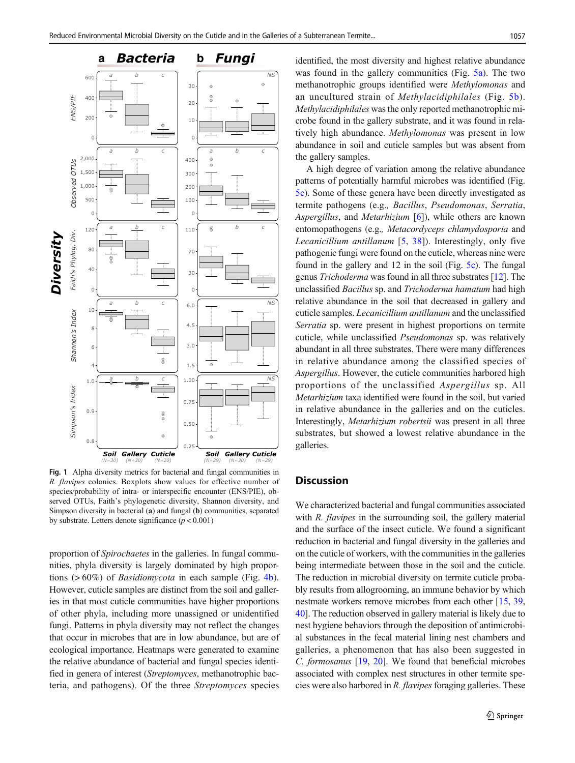Fig. 1 Alpha diversity metrics for bacterial and fungal communities in *R. flavipes* colonies. Boxplots show values for effective number of species/probability of intra- or interspecific encounter (ENS/PIE), observed OTUs, Faith's phylogenetic diversity, Shannon diversity, and Simpson diversity in bacterial (**a**) and fungal (**b**) communities, separated by substrate. Letters denote significance ($p < 0.001$)

proportion of *Spirochaetes* in the galleries. In fungal communities, phyla diversity is largely dominated by high proportions (> 60%) of *Basidiomycota* in each sample (Fig. 4b). However, cuticle samples are distinct from the soil and galleries in that most cuticle communities have higher proportions of other phyla, including more unassigned or unidentified fungi. Patterns in phyla diversity may not reflect the changes that occur in microbes that are in low abundance, but are of ecological importance. Heatmaps were generated to examine the relative abundance of bacterial and fungal species identified in genera of interest (*Streptomyces*, methanotrophic bacteria, and pathogens). Of the three *Streptomyces* species identified, the most diversity and highest relative abundance was found in the gallery communities (Fig. 5a). The two methanotrophic groups identified were *Methylomonas* and an uncultured strain of *Methylacidiphilales* (Fig. 5b). *Methylacidiphilales* was the only reported methanotrophic microbe found in the gallery substrate, and it was found in relatively high abundance. *Methylomonas* was present in low abundance in soil and cuticle samples but was absent from the gallery samples.

A high degree of variation among the relative abundance patterns of potentially harmful microbes was identified (Fig. 5c). Some of these genera have been directly investigated as termite pathogens (e.g., *Bacillus*, *Pseudomonas*, *Serratia*, *Aspergillus*, and *Metarhizium* [6]), while others are known entomopathogens (e.g., *Metacordyceps chlamydosporia* and *Lecanicillium antillanum* [5, 38]). Interestingly, only five pathogenic fungi were found on the cuticle, whereas nine were found in the gallery and 12 in the soil (Fig. 5c). The fungal genus *Trichoderma* was found in all three substrates [12]. The unclassified *Bacillus* sp. and *Trichoderma hamatum* had high relative abundance in the soil that decreased in gallery and cuticle samples. *Lecanicillium antillanum* and the unclassified *Serratia* sp. were present in highest proportions on termite cuticle, while unclassified *Pseudomonas* sp. was relatively abundant in all three substrates. There were many differences in relative abundance among the classified species of *Aspergillus*. However, the cuticle communities harbored high proportions of the unclassified *Aspergillus* sp. All *Metarhizium* taxa identified were found in the soil, but varied in relative abundance in the galleries and on the cuticles. Interestingly, *Metarhizium robertsii* was present in all three substrates, but showed a lowest relative abundance in the galleries.

## Discussion

We characterized bacterial and fungal communities associated with *R. flavipes* in the surrounding soil, the gallery material and the surface of the insect cuticle. We found a significant reduction in bacterial and fungal diversity in the galleries and on the cuticle of workers, with the communities in the galleries being intermediate between those in the soil and the cuticle. The reduction in microbial diversity on termite cuticle probably results from allogrooming, an immune behavior by which nestmate workers remove microbes from each other [15, 39, 40]. The reduction observed in gallery material is likely due to nest hygiene behaviors through the deposition of antimicrobial substances in the fecal material lining nest chambers and galleries, a phenomenon that has also been suggested in *C. formosanus* [19, 20]. We found that beneficial microbes associated with complex nest structures in other termite species were also harbored in *R. flavipes* foraging galleries. These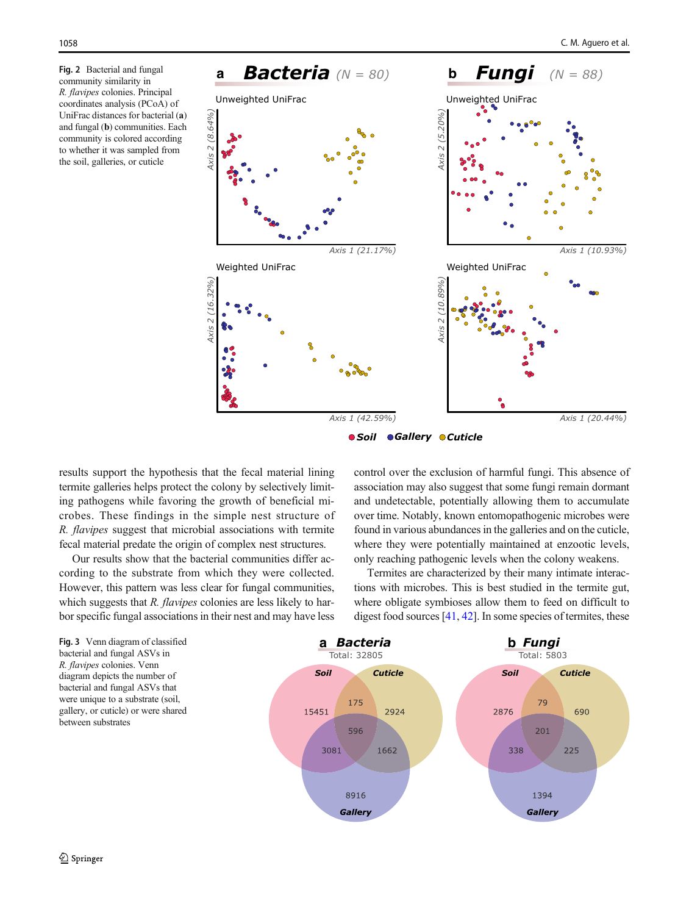**Fig. 2** Bacterial and fungal community similarity in *R. flavipes* colonies. Principal coordinates analysis (PCoA) of UniFrac distances for bacterial (**a**) and fungal (**b**) communities. Each community is colored according to whether it was sampled from the soil, galleries, or cuticle

results support the hypothesis that the fecal material lining termite galleries helps protect the colony by selectively limiting pathogens while favoring the growth of beneficial microbes. These findings in the simple nest structure of *R. flavipes* suggest that microbial associations with termite fecal material predate the origin of complex nest structures.

Our results show that the bacterial communities differ according to the substrate from which they were collected. However, this pattern was less clear for fungal communities, which suggests that *R. flavipes* colonies are less likely to harbor specific fungal associations in their nest and may have less control over the exclusion of harmful fungi. This absence of association may also suggest that some fungi remain dormant and undetectable, potentially allowing them to accumulate over time. Notably, known entomopathogenic microbes were found in various abundances in the galleries and on the cuticle, where they were potentially maintained at enzootic levels, only reaching pathogenic levels when the colony weakens.

Termites are characterized by their many intimate interactions with microbes. This is best studied in the termite gut, where obligate symbioses allow them to feed on difficult to digest food sources [41, 42]. In some species of termites, these

**Fig. 3** Venn diagram of classified bacterial and fungal ASVs in *R. flavipes* colonies. Venn diagram depicts the number of bacterial and fungal ASVs that were unique to a substrate (soil, gallery, or cuticle) or were shared between substrates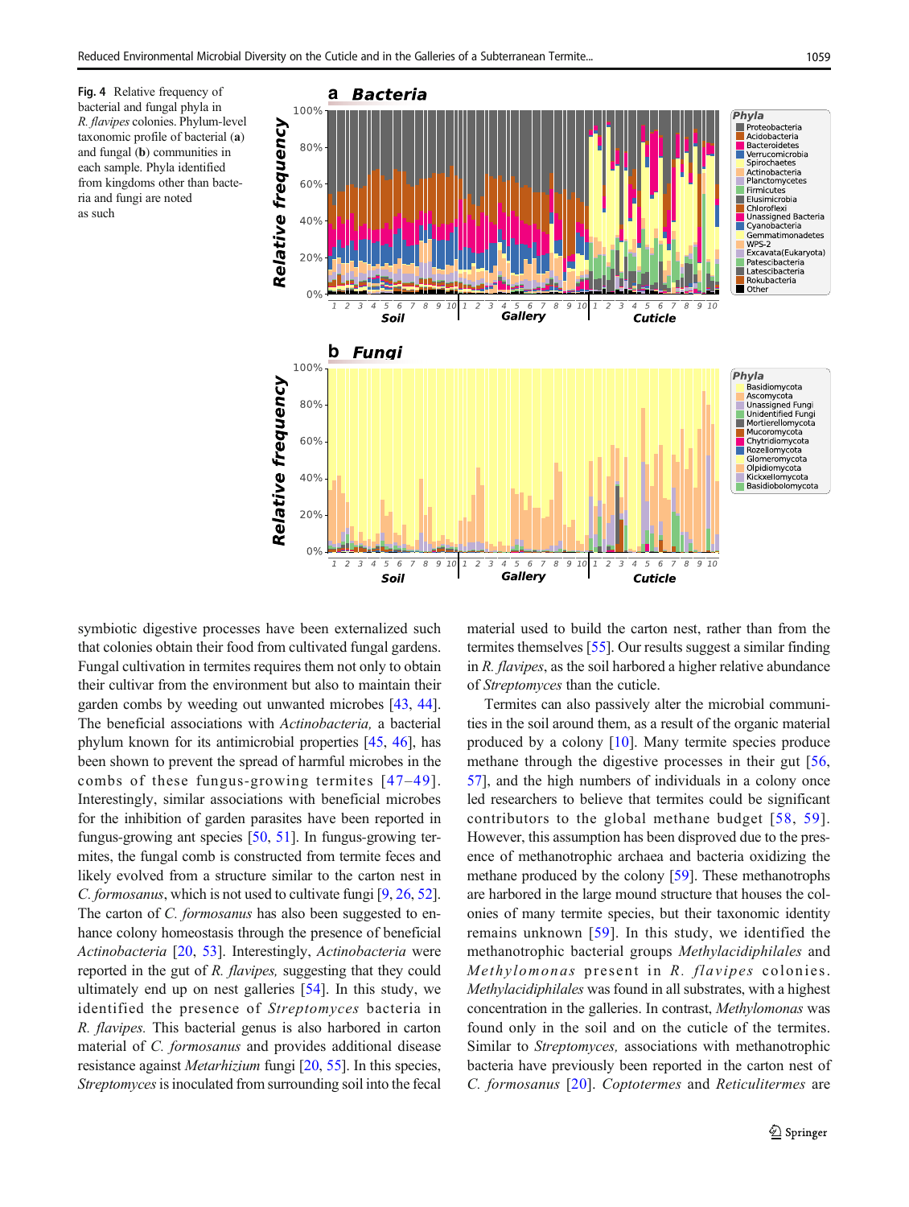**Fig. 4** Relative frequency of bacterial and fungal phyla in *R. flavipes* colonies. Phylum-level taxonomic profile of bacterial (**a**) and fungal (**b**) communities in each sample. Phyla identified from kingdoms other than bacteria and fungi are noted as such

symbiotic digestive processes have been externalized such that colonies obtain their food from cultivated fungal gardens. Fungal cultivation in termites requires them not only to obtain their cultivar from the environment but also to maintain their garden combs by weeding out unwanted microbes [43, 44]. The beneficial associations with *Actinobacteria,* a bacterial phylum known for its antimicrobial properties [45, 46], has been shown to prevent the spread of harmful microbes in the combs of these fungus-growing termites [47–49]. Interestingly, similar associations with beneficial microbes for the inhibition of garden parasites have been reported in fungus-growing ant species [50, 51]. In fungus-growing termites, the fungal comb is constructed from termite feces and likely evolved from a structure similar to the carton nest in *C. formosanus*, which is not used to cultivate fungi [9, 26, 52]. The carton of *C. formosanus* has also been suggested to enhance colony homeostasis through the presence of beneficial *Actinobacteria* [20, 53]. Interestingly, *Actinobacteria* were reported in the gut of *R. flavipes,* suggesting that they could ultimately end up on nest galleries [54]. In this study, we identified the presence of *Streptomyces* bacteria in *R. flavipes.* This bacterial genus is also harbored in carton material of *C. formosanus* and provides additional disease resistance against *Metarhizium* fungi [20, 55]. In this species, *Streptomyces* is inoculated from surrounding soil into the fecal material used to build the carton nest, rather than from the termites themselves [55]. Our results suggest a similar finding in *R. flavipes*, as the soil harbored a higher relative abundance of *Streptomyces* than the cuticle.

Termites can also passively alter the microbial communities in the soil around them, as a result of the organic material produced by a colony [10]. Many termite species produce methane through the digestive processes in their gut [56, 57], and the high numbers of individuals in a colony once led researchers to believe that termites could be significant contributors to the global methane budget [58, 59]. However, this assumption has been disproved due to the presence of methanotrophic archaea and bacteria oxidizing the methane produced by the colony [59]. These methanotrophs are harbored in the large mound structure that houses the colonies of many termite species, but their taxonomic identity remains unknown [59]. In this study, we identified the methanotrophic bacterial groups *Methylacidiphilales* and *Methylomonas* present in *R. flavipes* colonies. *Methylacidiphilales* was found in all substrates, with a highest concentration in the galleries. In contrast, *Methylomonas* was found only in the soil and on the cuticle of the termites. Similar to *Streptomyces,* associations with methanotrophic bacteria have previously been reported in the carton nest of *C. formosanus* [20]. *Coptotermes* and *Reticulitermes* are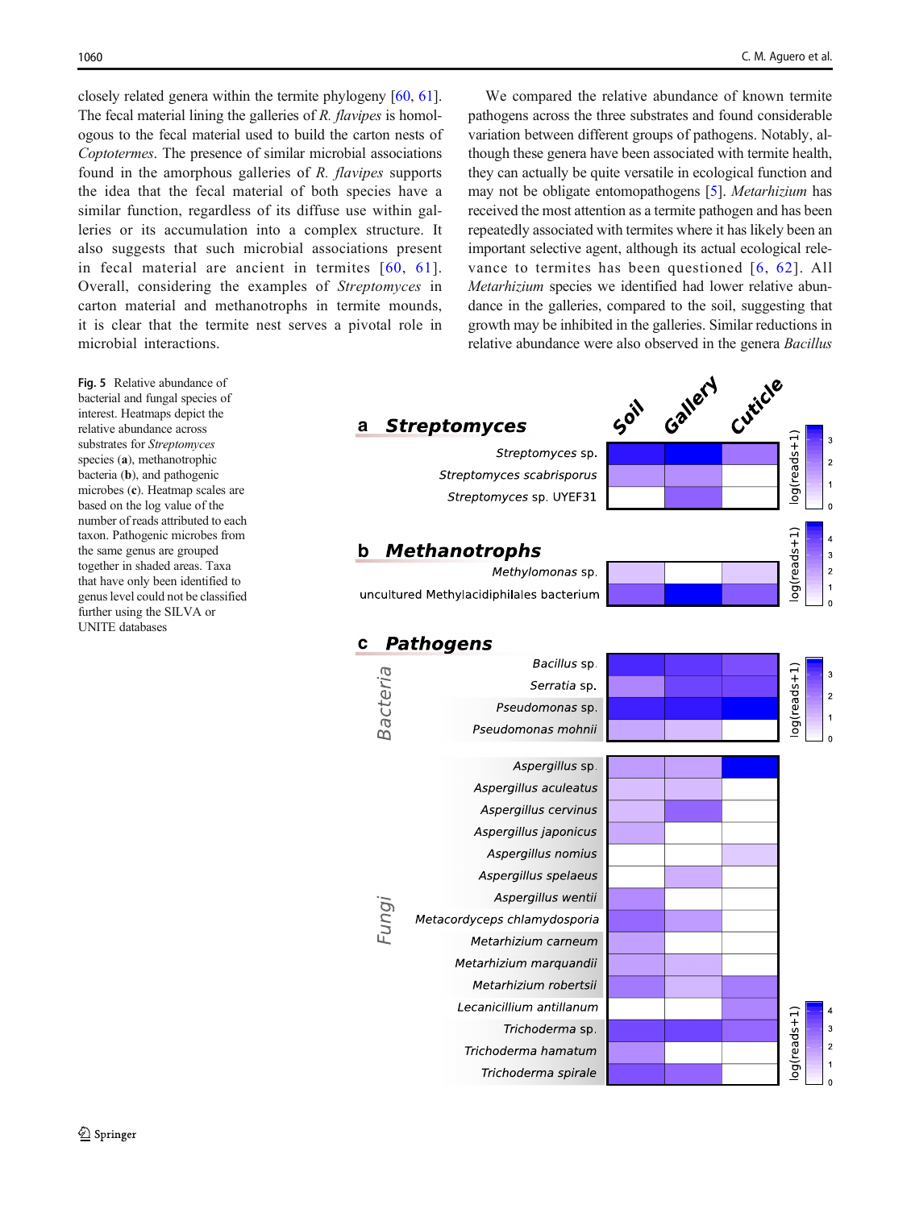closely related genera within the termite phylogeny [60, 61]. The fecal material lining the galleries of *R. flavipes* is homologous to the fecal material used to build the carton nests of *Coptotermes*. The presence of similar microbial associations found in the amorphous galleries of *R. flavipes* supports the idea that the fecal material of both species have a similar function, regardless of its diffuse use within galleries or its accumulation into a complex structure. It also suggests that such microbial associations present in fecal material are ancient in termites [60, 61]. Overall, considering the examples of *Streptomyces* in carton material and methanotrophs in termite mounds, it is clear that the termite nest serves a pivotal role in microbial interactions.

We compared the relative abundance of known termite pathogens across the three substrates and found considerable variation between different groups of pathogens. Notably, although these genera have been associated with termite health, they can actually be quite versatile in ecological function and may not be obligate entomopathogens [5]. *Metarhizium* has received the most attention as a termite pathogen and has been repeatedly associated with termites where it has likely been an important selective agent, although its actual ecological relevance to termites has been questioned [6, 62]. All *Metarhizium* species we identified had lower relative abundance in the galleries, compared to the soil, suggesting that growth may be inhibited in the galleries. Similar reductions in relative abundance were also observed in the genera *Bacillus*

**Fig. 5** Relative abundance of bacterial and fungal species of interest. Heatmaps depict the relative abundance across substrates for *Streptomyces* species (**a**), methanotrophic bacteria (**b**), and pathogenic microbes (**c**). Heatmap scales are based on the log value of the number of reads attributed to each taxon. Pathogenic microbes from the same genus are grouped together in shaded areas. Taxa that have only been identified to genus level could not be classified further using the SILVA or UNITE databases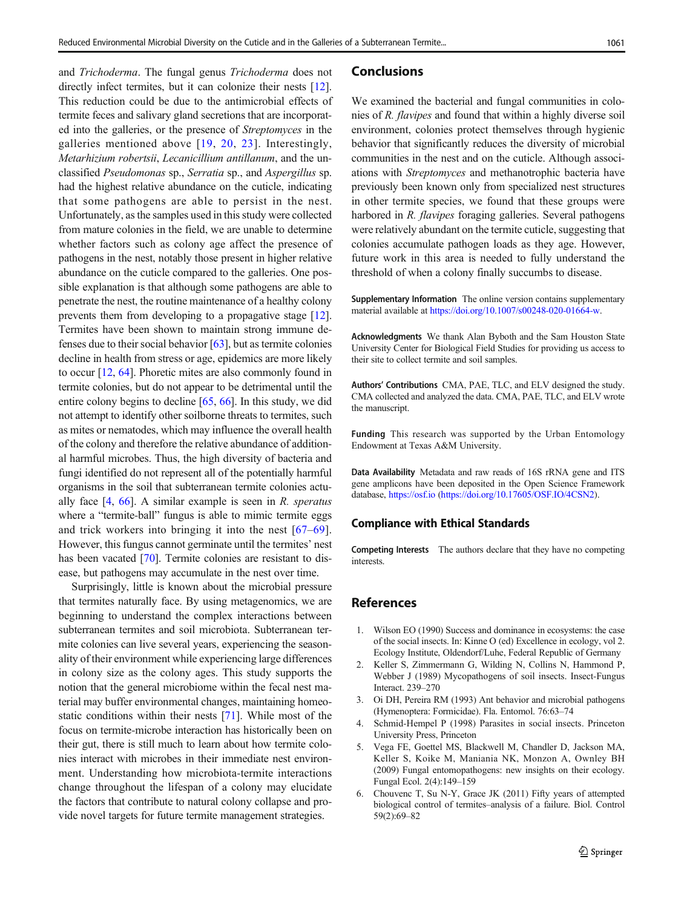and *Trichoderma*. The fungal genus *Trichoderma* does not directly infect termites, but it can colonize their nests [12]. This reduction could be due to the antimicrobial effects of termite feces and salivary gland secretions that are incorporated into the galleries, or the presence of *Streptomyces* in the galleries mentioned above [19, 20, 23]. Interestingly, *Metarhizium robertsii*, *Lecanicillium antillanum*, and the unclassified *Pseudomonas* sp., *Serratia* sp., and *Aspergillus* sp. had the highest relative abundance on the cuticle, indicating that some pathogens are able to persist in the nest. Unfortunately, as the samples used in this study were collected from mature colonies in the field, we are unable to determine whether factors such as colony age affect the presence of pathogens in the nest, notably those present in higher relative abundance on the cuticle compared to the galleries. One possible explanation is that although some pathogens are able to penetrate the nest, the routine maintenance of a healthy colony prevents them from developing to a propagative stage [12]. Termites have been shown to maintain strong immune defenses due to their social behavior [63], but as termite colonies decline in health from stress or age, epidemics are more likely to occur [12, 64]. Phoretic mites are also commonly found in termite colonies, but do not appear to be detrimental until the entire colony begins to decline [65, 66]. In this study, we did not attempt to identify other soilborne threats to termites, such as mites or nematodes, which may influence the overall health of the colony and therefore the relative abundance of additional harmful microbes. Thus, the high diversity of bacteria and fungi identified do not represent all of the potentially harmful organisms in the soil that subterranean termite colonies actually face [4, 66]. A similar example is seen in *R. speratus* where a "termite-ball" fungus is able to mimic termite eggs and trick workers into bringing it into the nest [67–69]. However, this fungus cannot germinate until the termites' nest has been vacated [70]. Termite colonies are resistant to disease, but pathogens may accumulate in the nest over time.

Surprisingly, little is known about the microbial pressure that termites naturally face. By using metagenomics, we are beginning to understand the complex interactions between subterranean termites and soil microbiota. Subterranean termite colonies can live several years, experiencing the seasonality of their environment while experiencing large differences in colony size as the colony ages. This study supports the notion that the general microbiome within the fecal nest material may buffer environmental changes, maintaining homeostatic conditions within their nests [71]. While most of the focus on termite-microbe interaction has historically been on their gut, there is still much to learn about how termite colonies interact with microbes in their immediate nest environment. Understanding how microbiota-termite interactions change throughout the lifespan of a colony may elucidate the factors that contribute to natural colony collapse and provide novel targets for future termite management strategies.

## Conclusions

We examined the bacterial and fungal communities in colonies of *R. flavipes* and found that within a highly diverse soil environment, colonies protect themselves through hygienic behavior that significantly reduces the diversity of microbial communities in the nest and on the cuticle. Although associations with *Streptomyces* and methanotrophic bacteria have previously been known only from specialized nest structures in other termite species, we found that these groups were harbored in *R. flavipes* foraging galleries. Several pathogens were relatively abundant on the termite cuticle, suggesting that colonies accumulate pathogen loads as they age. However, future work in this area is needed to fully understand the threshold of when a colony finally succumbs to disease.

**Supplementary Information** The online version contains supplementary material available at https://doi.org/10.1007/s00248-020-01664-w.

**Acknowledgments** We thank Alan Byboth and the Sam Houston State University Center for Biological Field Studies for providing us access to their site to collect termite and soil samples.

**Authors' Contributions** CMA, PAE, TLC, and ELV designed the study. CMA collected and analyzed the data. CMA, PAE, TLC, and ELV wrote the manuscript.

**Funding** This research was supported by the Urban Entomology Endowment at Texas A&M University.

**Data Availability** Metadata and raw reads of 16S rRNA gene and ITS gene amplicons have been deposited in the Open Science Framework database, https://osf.io (https://doi.org/10.17605/OSF.IO/4CSN2).

### Compliance with Ethical Standards

**Competing Interests** The authors declare that they have no competing interests.

## References

1. Wilson EO (1990) Success and dominance in ecosystems: the case of the social insects. In: Kinne O (ed) Excellence in ecology, vol 2. Ecology Institute, Oldendorf/Luhe, Federal Republic of Germany
2. Keller S, Zimmermann G, Wilding N, Collins N, Hammond P, Webber J (1989) Mycopathogens of soil insects. Insect-Fungus Interact. 239–270
3. Oi DH, Pereira RM (1993) Ant behavior and microbial pathogens (Hymenoptera: Formicidae). Fla. Entomol. 76:63–74
4. Schmid-Hempel P (1998) Parasites in social insects. Princeton University Press, Princeton
5. Vega FE, Goettel MS, Blackwell M, Chandler D, Jackson MA, Keller S, Koike M, Maniania NK, Monzon A, Ownley BH (2009) Fungal entomopathogens: new insights on their ecology. Fungal Ecol. 2(4):149–159
6. Chouvenc T, Su N-Y, Grace JK (2011) Fifty years of attempted biological control of termites–analysis of a failure. Biol. Control 59(2):69–82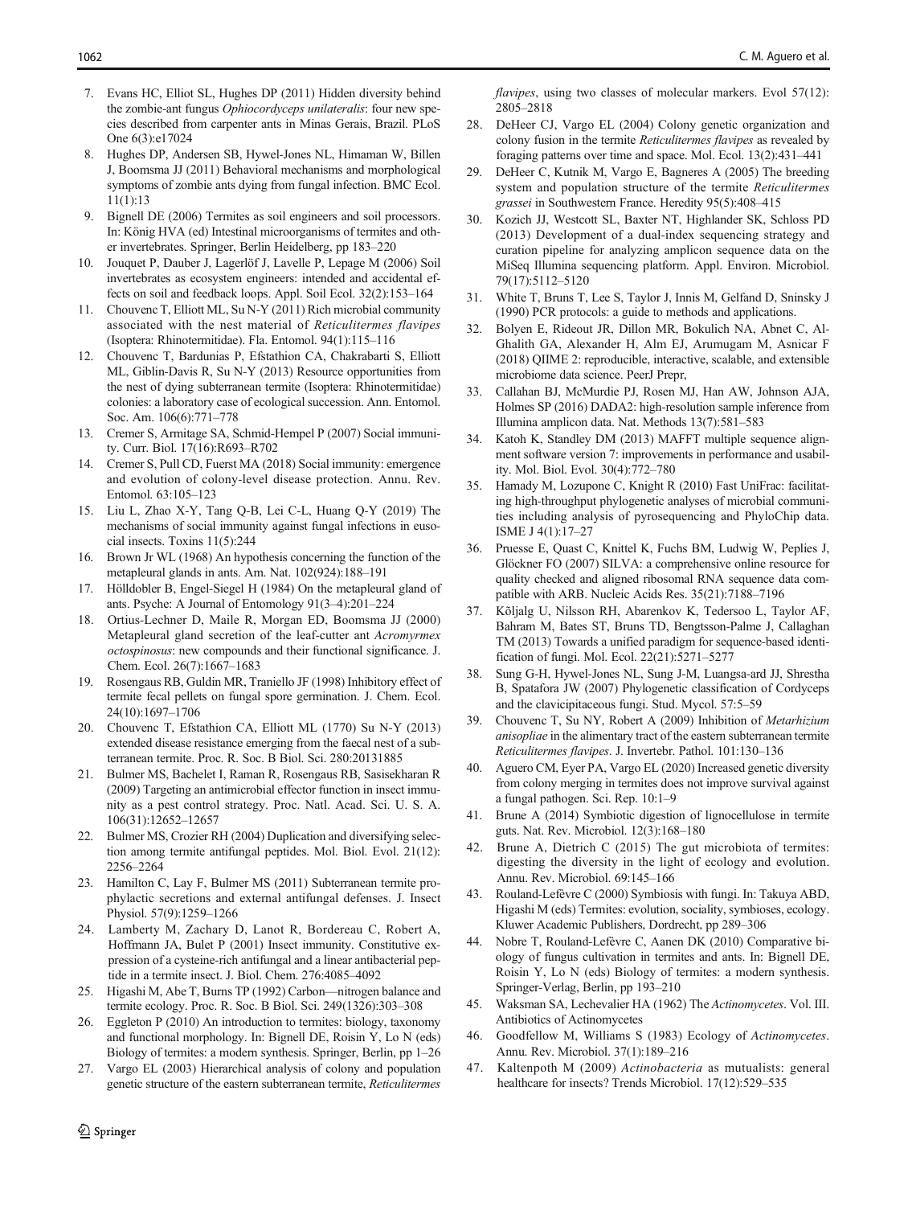7. Evans HC, Elliot SL, Hughes DP (2011) Hidden diversity behind the zombie-ant fungus *Ophiocordyceps unilateralis*: four new species described from carpenter ants in Minas Gerais, Brazil. PLoS One 6(3):e17024
8. Hughes DP, Andersen SB, Hywel-Jones NL, Himaman W, Billen J, Boomsma JJ (2011) Behavioral mechanisms and morphological symptoms of zombie ants dying from fungal infection. BMC Ecol. 11(1):13
9. Bignell DE (2006) Termites as soil engineers and soil processors. In: König HVA (ed) Intestinal microorganisms of termites and other invertebrates. Springer, Berlin Heidelberg, pp 183–220
10. Jouquet P, Dauber J, Lagerlöf J, Lavelle P, Lepage M (2006) Soil invertebrates as ecosystem engineers: intended and accidental effects on soil and feedback loops. Appl. Soil Ecol. 32(2):153–164
11. Chouvenc T, Elliott ML, Su N-Y (2011) Rich microbial community associated with the nest material of *Reticulitermes flavipes* (Isoptera: Rhinotermitidae). Fla. Entomol. 94(1):115–116
12. Chouvenc T, Bardunias P, Efstathion CA, Chakrabarti S, Elliott ML, Giblin-Davis R, Su N-Y (2013) Resource opportunities from the nest of dying subterranean termite (Isoptera: Rhinotermitidae) colonies: a laboratory case of ecological succession. Ann. Entomol. Soc. Am. 106(6):771–778
13. Cremer S, Armitage SA, Schmid-Hempel P (2007) Social immunity. Curr. Biol. 17(16):R693–R702
14. Cremer S, Pull CD, Fuerst MA (2018) Social immunity: emergence and evolution of colony-level disease protection. Annu. Rev. Entomol. 63:105–123
15. Liu L, Zhao X-Y, Tang Q-B, Lei C-L, Huang Q-Y (2019) The mechanisms of social immunity against fungal infections in eusocial insects. Toxins 11(5):244
16. Brown Jr WL (1968) An hypothesis concerning the function of the metapleural glands in ants. Am. Nat. 102(924):188–191
17. Hölldobler B, Engel-Siegel H (1984) On the metapleural gland of ants. Psyche: A Journal of Entomology 91(3–4):201–224
18. Ortius-Lechner D, Maile R, Morgan ED, Boomsma JJ (2000) Metapleural gland secretion of the leaf-cutter ant *Acromyrmex octospinosus*: new compounds and their functional significance. J. Chem. Ecol. 26(7):1667–1683
19. Rosengaus RB, Guldin MR, Traniello JF (1998) Inhibitory effect of termite fecal pellets on fungal spore germination. J. Chem. Ecol. 24(10):1697–1706
20. Chouvenc T, Efstathion CA, Elliott ML (1770) Su N-Y (2013) extended disease resistance emerging from the faecal nest of a subterranean termite. Proc. R. Soc. B Biol. Sci. 280:20131885
21. Bulmer MS, Bachelet I, Raman R, Rosengaus RB, Sasisekharan R (2009) Targeting an antimicrobial effector function in insect immunity as a pest control strategy. Proc. Natl. Acad. Sci. U. S. A. 106(31):12652–12657
22. Bulmer MS, Crozier RH (2004) Duplication and diversifying selection among termite antifungal peptides. Mol. Biol. Evol. 21(12): 2256–2264
23. Hamilton C, Lay F, Bulmer MS (2011) Subterranean termite prophylactic secretions and external antifungal defenses. J. Insect Physiol. 57(9):1259–1266
24. Lamberty M, Zachary D, Lanot R, Bordereau C, Robert A, Hoffmann JA, Bulet P (2001) Insect immunity. Constitutive expression of a cysteine-rich antifungal and a linear antibacterial peptide in a termite insect. J. Biol. Chem. 276:4085–4092
25. Higashi M, Abe T, Burns TP (1992) Carbon—nitrogen balance and termite ecology. Proc. R. Soc. B Biol. Sci. 249(1326):303–308
26. Eggleton P (2010) An introduction to termites: biology, taxonomy and functional morphology. In: Bignell DE, Roisin Y, Lo N (eds) Biology of termites: a modern synthesis. Springer, Berlin, pp 1–26
27. Vargo EL (2003) Hierarchical analysis of colony and population genetic structure of the eastern subterranean termite, *Reticulitermes flavipes*, using two classes of molecular markers. Evol 57(12): 2805–2818
28. DeHeer CJ, Vargo EL (2004) Colony genetic organization and colony fusion in the termite *Reticulitermes flavipes* as revealed by foraging patterns over time and space. Mol. Ecol. 13(2):431–441
29. DeHeer C, Kutnik M, Vargo E, Bagneres A (2005) The breeding system and population structure of the termite *Reticulitermes grassei* in Southwestern France. Heredity 95(5):408–415
30. Kozich JJ, Westcott SL, Baxter NT, Highlander SK, Schloss PD (2013) Development of a dual-index sequencing strategy and curation pipeline for analyzing amplicon sequence data on the MiSeq Illumina sequencing platform. Appl. Environ. Microbiol. 79(17):5112–5120
31. White T, Bruns T, Lee S, Taylor J, Innis M, Gelfand D, Sninsky J (1990) PCR protocols: a guide to methods and applications.
32. Bolyen E, Rideout JR, Dillon MR, Bokulich NA, Abnet C, Al-Ghalith GA, Alexander H, Alm EJ, Arumugam M, Asnicar F (2018) QIIME 2: reproducible, interactive, scalable, and extensible microbiome data science. PeerJ Prepr,
33. Callahan BJ, McMurdie PJ, Rosen MJ, Han AW, Johnson AJA, Holmes SP (2016) DADA2: high-resolution sample inference from Illumina amplicon data. Nat. Methods 13(7):581–583
34. Katoh K, Standley DM (2013) MAFFT multiple sequence alignment software version 7: improvements in performance and usability. Mol. Biol. Evol. 30(4):772–780
35. Hamady M, Lozupone C, Knight R (2010) Fast UniFrac: facilitating high-throughput phylogenetic analyses of microbial communities including analysis of pyrosequencing and PhyloChip data. ISME J 4(1):17–27
36. Pruesse E, Quast C, Knittel K, Fuchs BM, Ludwig W, Peplies J, Glöckner FO (2007) SILVA: a comprehensive online resource for quality checked and aligned ribosomal RNA sequence data compatible with ARB. Nucleic Acids Res. 35(21):7188–7196
37. Kõljalg U, Nilsson RH, Abarenkov K, Tedersoo L, Taylor AF, Bahram M, Bates ST, Bruns TD, Bengtsson-Palme J, Callaghan TM (2013) Towards a unified paradigm for sequence-based identification of fungi. Mol. Ecol. 22(21):5271–5277
38. Sung G-H, Hywel-Jones NL, Sung J-M, Luangsa-ard JJ, Shrestha B, Spatafora JW (2007) Phylogenetic classification of Cordyceps and the clavicipitaceous fungi. Stud. Mycol. 57:5–59
39. Chouvenc T, Su NY, Robert A (2009) Inhibition of *Metarhizium anisopliae* in the alimentary tract of the eastern subterranean termite *Reticulitermes flavipes*. J. Invertebr. Pathol. 101:130–136
40. Aguero CM, Eyer PA, Vargo EL (2020) Increased genetic diversity from colony merging in termites does not improve survival against a fungal pathogen. Sci. Rep. 10:1–9
41. Brune A (2014) Symbiotic digestion of lignocellulose in termite guts. Nat. Rev. Microbiol. 12(3):168–180
42. Brune A, Dietrich C (2015) The gut microbiota of termites: digesting the diversity in the light of ecology and evolution. Annu. Rev. Microbiol. 69:145–166
43. Rouland-Lefèvre C (2000) Symbiosis with fungi. In: Takuya ABD, Higashi M (eds) Termites: evolution, sociality, symbioses, ecology. Kluwer Academic Publishers, Dordrecht, pp 289–306
44. Nobre T, Rouland-Lefèvre C, Aanen DK (2010) Comparative biology of fungus cultivation in termites and ants. In: Bignell DE, Roisin Y, Lo N (eds) Biology of termites: a modern synthesis. Springer-Verlag, Berlin, pp 193–210
45. Waksman SA, Lechevalier HA (1962) The *Actinomycetes*. Vol. III. Antibiotics of Actinomycetes
46. Goodfellow M, Williams S (1983) Ecology of *Actinomycetes*. Annu. Rev. Microbiol. 37(1):189–216
47. Kaltenpoth M (2009) *Actinobacteria* as mutualists: general healthcare for insects? Trends Microbiol. 17(12):529–535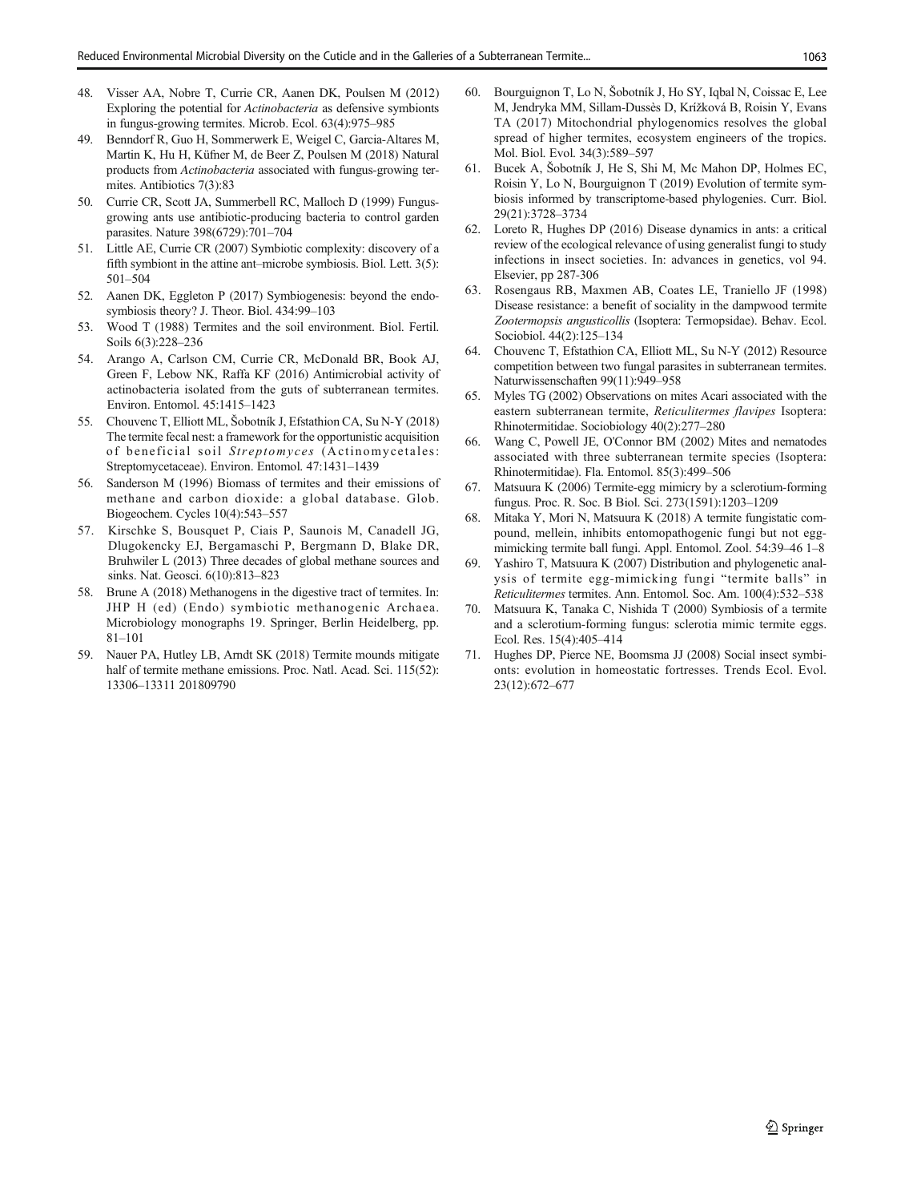48. Visser AA, Nobre T, Currie CR, Aanen DK, Poulsen M (2012) Exploring the potential for *Actinobacteria* as defensive symbionts in fungus-growing termites. Microb. Ecol. 63(4):975–985
49. Benndorf R, Guo H, Sommerwerk E, Weigel C, Garcia-Altares M, Martin K, Hu H, Küfner M, de Beer Z, Poulsen M (2018) Natural products from *Actinobacteria* associated with fungus-growing termites. Antibiotics 7(3):83
50. Currie CR, Scott JA, Summerbell RC, Malloch D (1999) Fungus-growing ants use antibiotic-producing bacteria to control garden parasites. Nature 398(6729):701–704
51. Little AE, Currie CR (2007) Symbiotic complexity: discovery of a fifth symbiont in the attine ant–microbe symbiosis. Biol. Lett. 3(5): 501–504
52. Aanen DK, Eggleton P (2017) Symbiogenesis: beyond the endosymbiosis theory? J. Theor. Biol. 434:99–103
53. Wood T (1988) Termites and the soil environment. Biol. Fertil. Soils 6(3):228–236
54. Arango A, Carlson CM, Currie CR, McDonald BR, Book AJ, Green F, Lebow NK, Raffa KF (2016) Antimicrobial activity of actinobacteria isolated from the guts of subterranean termites. Environ. Entomol. 45:1415–1423
55. Chouvenc T, Elliott ML, Šobotník J, Efstathion CA, Su N-Y (2018) The termite fecal nest: a framework for the opportunistic acquisition of beneficial soil *Streptomyces* (Actinomycetales: Streptomycetaceae). Environ. Entomol. 47:1431–1439
56. Sanderson M (1996) Biomass of termites and their emissions of methane and carbon dioxide: a global database. Glob. Biogeochem. Cycles 10(4):543–557
57. Kirschke S, Bousquet P, Ciais P, Saunois M, Canadell JG, Dlugokencky EJ, Bergamaschi P, Bergmann D, Blake DR, Bruhwiler L (2013) Three decades of global methane sources and sinks. Nat. Geosci. 6(10):813–823
58. Brune A (2018) Methanogens in the digestive tract of termites. In: JHP H (ed) (Endo) symbiotic methanogenic Archaea. Microbiology monographs 19. Springer, Berlin Heidelberg, pp. 81–101
59. Nauer PA, Hutley LB, Arndt SK (2018) Termite mounds mitigate half of termite methane emissions. Proc. Natl. Acad. Sci. 115(52): 13306–13311 201809790
60. Bourguignon T, Lo N, Šobotník J, Ho SY, Iqbal N, Coissac E, Lee M, Jendryka MM, Sillam-Dussès D, Křížková B, Roisin Y, Evans TA (2017) Mitochondrial phylogenomics resolves the global spread of higher termites, ecosystem engineers of the tropics. Mol. Biol. Evol. 34(3):589–597
61. Bucek A, Šobotník J, He S, Shi M, Mc Mahon DP, Holmes EC, Roisin Y, Lo N, Bourguignon T (2019) Evolution of termite symbiosis informed by transcriptome-based phylogenies. Curr. Biol. 29(21):3728–3734
62. Loreto R, Hughes DP (2016) Disease dynamics in ants: a critical review of the ecological relevance of using generalist fungi to study infections in insect societies. In: advances in genetics, vol 94. Elsevier, pp 287-306
63. Rosengaus RB, Maxmen AB, Coates LE, Traniello JF (1998) Disease resistance: a benefit of sociality in the dampwood termite *Zootermopsis angusticollis* (Isoptera: Termopsidae). Behav. Ecol. Sociobiol. 44(2):125–134
64. Chouvenc T, Efstathion CA, Elliott ML, Su N-Y (2012) Resource competition between two fungal parasites in subterranean termites. Naturwissenschaften 99(11):949–958
65. Myles TG (2002) Observations on mites Acari associated with the eastern subterranean termite, *Reticulitermes flavipes* Isoptera: Rhinotermitidae. Sociobiology 40(2):277–280
66. Wang C, Powell JE, O'Connor BM (2002) Mites and nematodes associated with three subterranean termite species (Isoptera: Rhinotermitidae). Fla. Entomol. 85(3):499–506
67. Matsuura K (2006) Termite-egg mimicry by a sclerotium-forming fungus. Proc. R. Soc. B Biol. Sci. 273(1591):1203–1209
68. Mitaka Y, Mori N, Matsuura K (2018) A termite fungistatic compound, mellein, inhibits entomopathogenic fungi but not egg-mimicking termite ball fungi. Appl. Entomol. Zool. 54:39–46 1–8
69. Yashiro T, Matsuura K (2007) Distribution and phylogenetic analysis of termite egg-mimicking fungi "termite balls" in *Reticulitermes* termites. Ann. Entomol. Soc. Am. 100(4):532–538
70. Matsuura K, Tanaka C, Nishida T (2000) Symbiosis of a termite and a sclerotium-forming fungus: sclerotia mimic termite eggs. Ecol. Res. 15(4):405–414
71. Hughes DP, Pierce NE, Boomsma JJ (2008) Social insect symbionts: evolution in homeostatic fortresses. Trends Ecol. Evol. 23(12):672–677